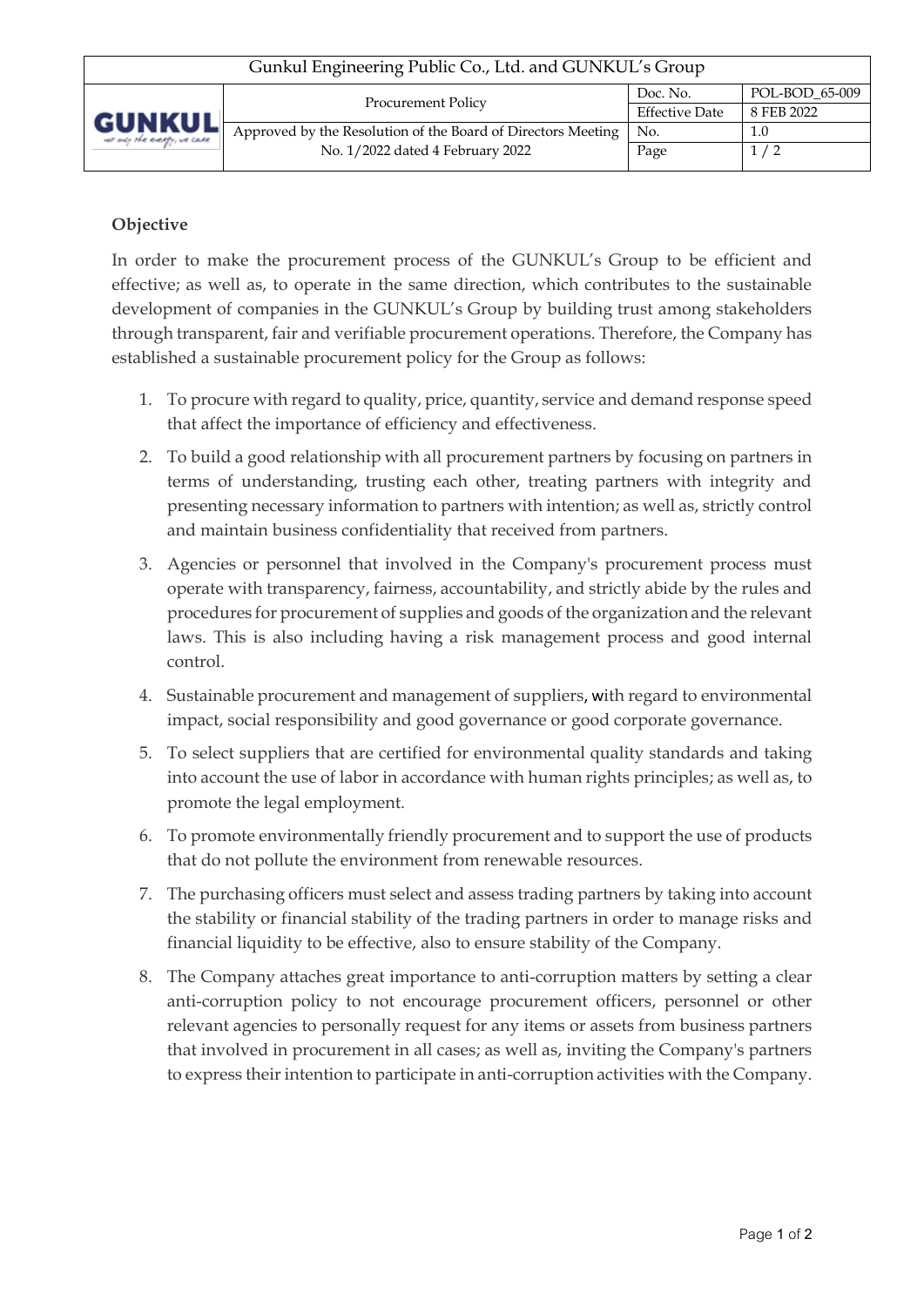| Gunkul Engineering Public Co., Ltd. and GUNKUL's Group | | | |
|---|---|---|---|
| GUNKUL | Procurement Policy | Doc. No. | POL-BOD_65-009 |
| | | Effective Date | 8 FEB 2022 |
| | Approved by the Resolution of the Board of Directors Meeting No. 1/2022 dated 4 February 2022 | No. | 1.0 |
| | | Page | 1 / 2 |

**Objective**

In order to make the procurement process of the GUNKUL's Group to be efficient and effective; as well as, to operate in the same direction, which contributes to the sustainable development of companies in the GUNKUL's Group by building trust among stakeholders through transparent, fair and verifiable procurement operations. Therefore, the Company has established a sustainable procurement policy for the Group as follows:

1. To procure with regard to quality, price, quantity, service and demand response speed that affect the importance of efficiency and effectiveness.
2. To build a good relationship with all procurement partners by focusing on partners in terms of understanding, trusting each other, treating partners with integrity and presenting necessary information to partners with intention; as well as, strictly control and maintain business confidentiality that received from partners.
3. Agencies or personnel that involved in the Company's procurement process must operate with transparency, fairness, accountability, and strictly abide by the rules and procedures for procurement of supplies and goods of the organization and the relevant laws. This is also including having a risk management process and good internal control.
4. Sustainable procurement and management of suppliers, with regard to environmental impact, social responsibility and good governance or good corporate governance.
5. To select suppliers that are certified for environmental quality standards and taking into account the use of labor in accordance with human rights principles; as well as, to promote the legal employment.
6. To promote environmentally friendly procurement and to support the use of products that do not pollute the environment from renewable resources.
7. The purchasing officers must select and assess trading partners by taking into account the stability or financial stability of the trading partners in order to manage risks and financial liquidity to be effective, also to ensure stability of the Company.
8. The Company attaches great importance to anti-corruption matters by setting a clear anti-corruption policy to not encourage procurement officers, personnel or other relevant agencies to personally request for any items or assets from business partners that involved in procurement in all cases; as well as, inviting the Company's partners to express their intention to participate in anti-corruption activities with the Company.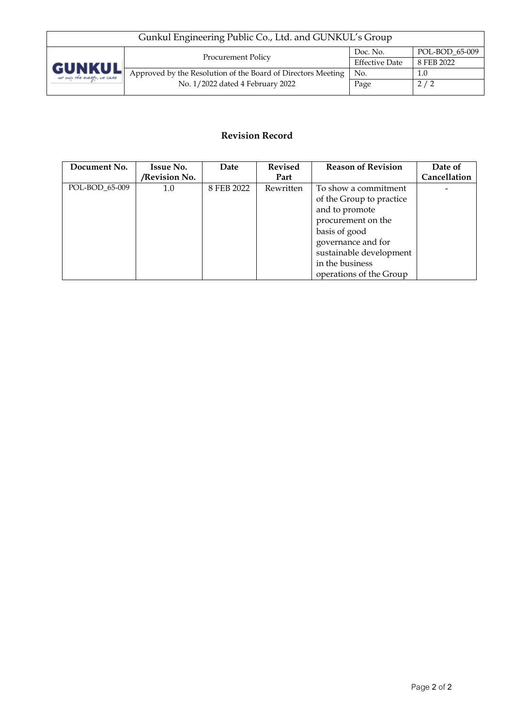## Revision Record

| Document No. | Issue No. /Revision No. | Date | Revised Part | Reason of Revision | Date of Cancellation |
| --- | --- | --- | --- | --- | --- |
| POL-BOD_65-009 | 1.0 | 8 FEB 2022 | Rewritten | To show a commitment of the Group to practice and to promote procurement on the basis of good governance and for sustainable development in the business operations of the Group | - |